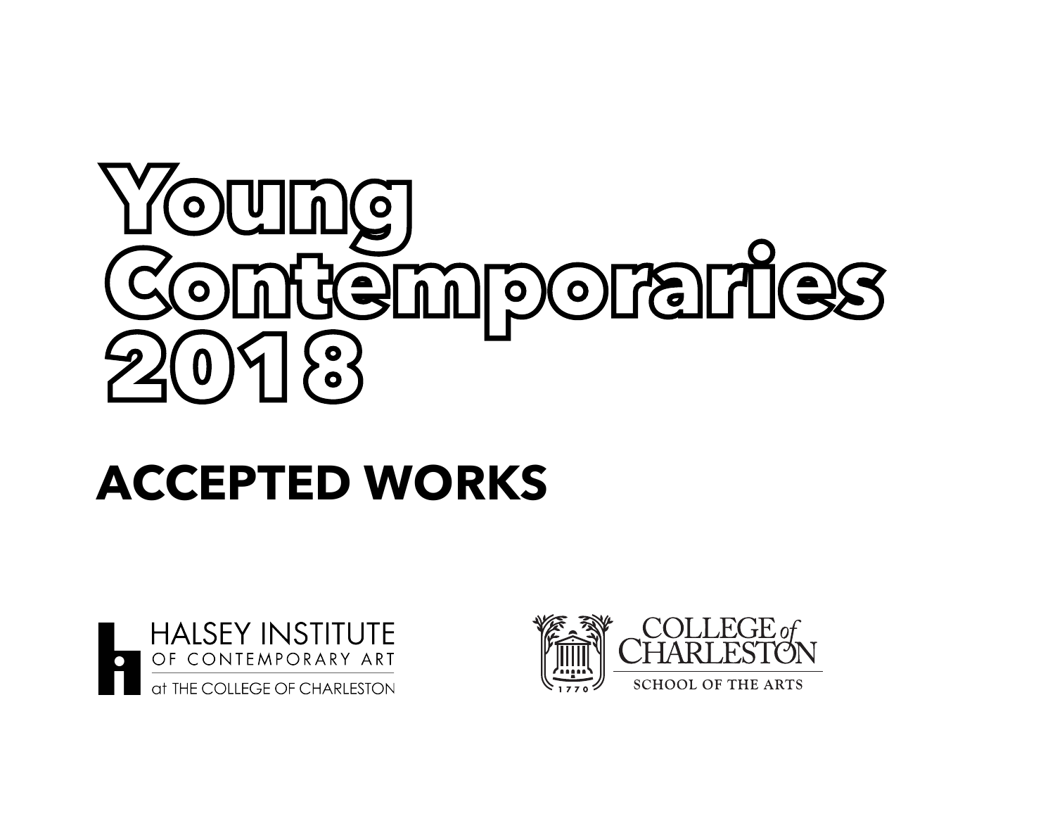# Young Contemporaries 2018

## ACCEPTED WORKS

HALSEY INSTITUTE OF CONTEMPORARY ART at THE COLLEGE OF CHARLESTON

COLLEGE of CHARLESTON SCHOOL OF THE ARTS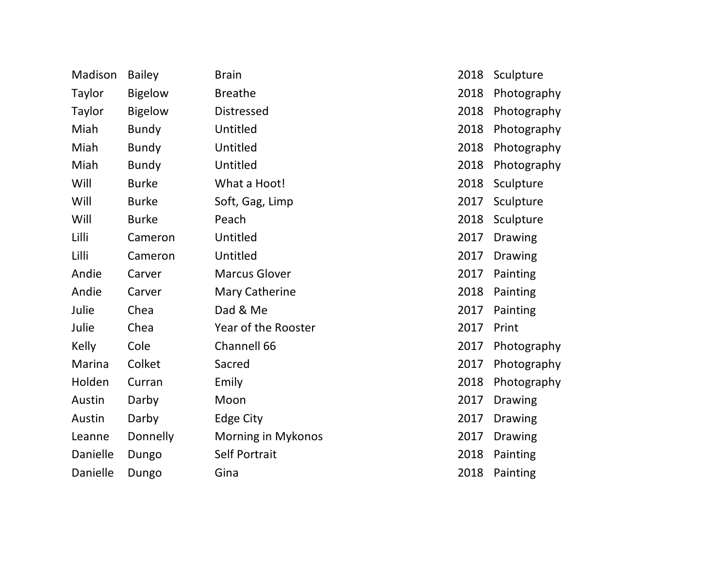| | | | | |
|---|---|---|---|---|
| Madison | Bailey | Brain | 2018 | Sculpture |
| Taylor | Bigelow | Breathe | 2018 | Photography |
| Taylor | Bigelow | Distressed | 2018 | Photography |
| Miah | Bundy | Untitled | 2018 | Photography |
| Miah | Bundy | Untitled | 2018 | Photography |
| Miah | Bundy | Untitled | 2018 | Photography |
| Will | Burke | What a Hoot! | 2018 | Sculpture |
| Will | Burke | Soft, Gag, Limp | 2017 | Sculpture |
| Will | Burke | Peach | 2018 | Sculpture |
| Lilli | Cameron | Untitled | 2017 | Drawing |
| Lilli | Cameron | Untitled | 2017 | Drawing |
| Andie | Carver | Marcus Glover | 2017 | Painting |
| Andie | Carver | Mary Catherine | 2018 | Painting |
| Julie | Chea | Dad & Me | 2017 | Painting |
| Julie | Chea | Year of the Rooster | 2017 | Print |
| Kelly | Cole | Channell 66 | 2017 | Photography |
| Marina | Colket | Sacred | 2017 | Photography |
| Holden | Curran | Emily | 2018 | Photography |
| Austin | Darby | Moon | 2017 | Drawing |
| Austin | Darby | Edge City | 2017 | Drawing |
| Leanne | Donnelly | Morning in Mykonos | 2017 | Drawing |
| Danielle | Dungo | Self Portrait | 2018 | Painting |
| Danielle | Dungo | Gina | 2018 | Painting |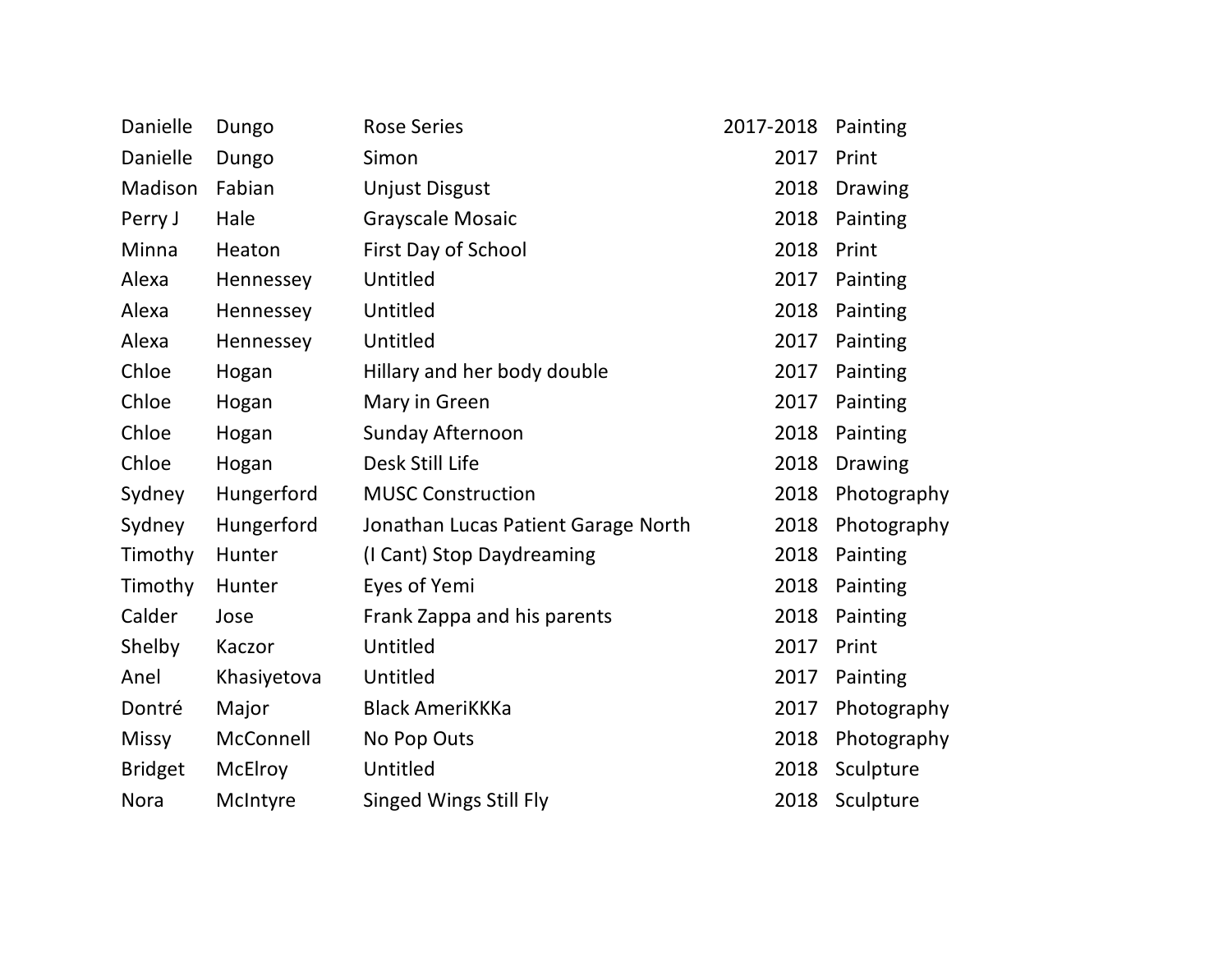| | | | | |
|---|---|---|---|---|
| Danielle | Dungo | Rose Series | 2017-2018 | Painting |
| Danielle | Dungo | Simon | 2017 | Print |
| Madison | Fabian | Unjust Disgust | 2018 | Drawing |
| Perry J | Hale | Grayscale Mosaic | 2018 | Painting |
| Minna | Heaton | First Day of School | 2018 | Print |
| Alexa | Hennessey | Untitled | 2017 | Painting |
| Alexa | Hennessey | Untitled | 2018 | Painting |
| Alexa | Hennessey | Untitled | 2017 | Painting |
| Chloe | Hogan | Hillary and her body double | 2017 | Painting |
| Chloe | Hogan | Mary in Green | 2017 | Painting |
| Chloe | Hogan | Sunday Afternoon | 2018 | Painting |
| Chloe | Hogan | Desk Still Life | 2018 | Drawing |
| Sydney | Hungerford | MUSC Construction | 2018 | Photography |
| Sydney | Hungerford | Jonathan Lucas Patient Garage North | 2018 | Photography |
| Timothy | Hunter | (I Cant) Stop Daydreaming | 2018 | Painting |
| Timothy | Hunter | Eyes of Yemi | 2018 | Painting |
| Calder | Jose | Frank Zappa and his parents | 2018 | Painting |
| Shelby | Kaczor | Untitled | 2017 | Print |
| Anel | Khasiyetova | Untitled | 2017 | Painting |
| Dontré | Major | Black AmeriKKKa | 2017 | Photography |
| Missy | McConnell | No Pop Outs | 2018 | Photography |
| Bridget | McElroy | Untitled | 2018 | Sculpture |
| Nora | McIntyre | Singed Wings Still Fly | 2018 | Sculpture |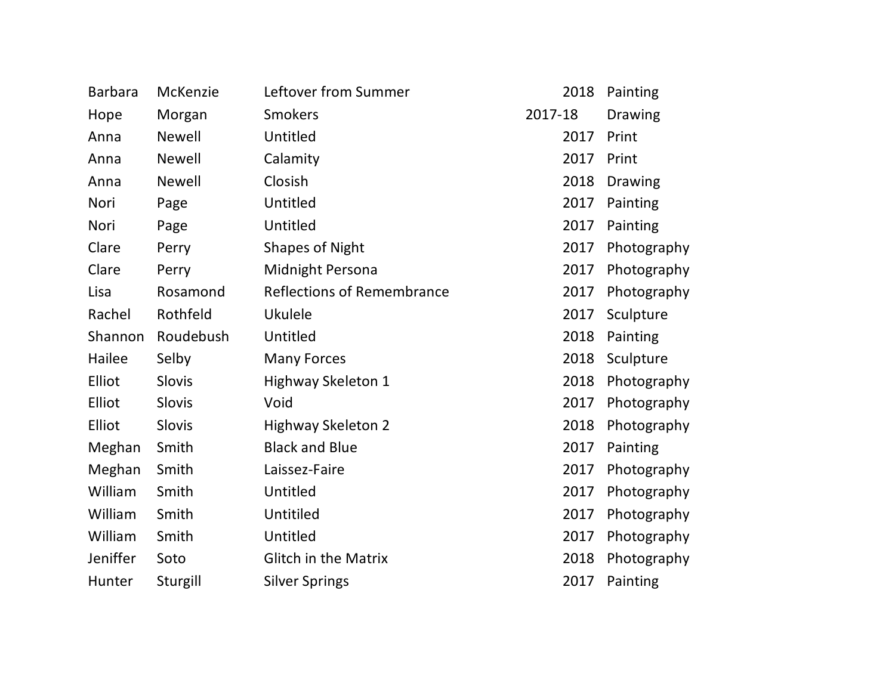| | | | | |
|---|---|---|---|---|
| Barbara | McKenzie | Leftover from Summer | 2018 | Painting |
| Hope | Morgan | Smokers | 2017-18 | Drawing |
| Anna | Newell | Untitled | 2017 | Print |
| Anna | Newell | Calamity | 2017 | Print |
| Anna | Newell | Closish | 2018 | Drawing |
| Nori | Page | Untitled | 2017 | Painting |
| Nori | Page | Untitled | 2017 | Painting |
| Clare | Perry | Shapes of Night | 2017 | Photography |
| Clare | Perry | Midnight Persona | 2017 | Photography |
| Lisa | Rosamond | Reflections of Remembrance | 2017 | Photography |
| Rachel | Rothfeld | Ukulele | 2017 | Sculpture |
| Shannon | Roudebush | Untitled | 2018 | Painting |
| Hailee | Selby | Many Forces | 2018 | Sculpture |
| Elliot | Slovis | Highway Skeleton 1 | 2018 | Photography |
| Elliot | Slovis | Void | 2017 | Photography |
| Elliot | Slovis | Highway Skeleton 2 | 2018 | Photography |
| Meghan | Smith | Black and Blue | 2017 | Painting |
| Meghan | Smith | Laissez-Faire | 2017 | Photography |
| William | Smith | Untitled | 2017 | Photography |
| William | Smith | Untitiled | 2017 | Photography |
| William | Smith | Untitled | 2017 | Photography |
| Jeniffer | Soto | Glitch in the Matrix | 2018 | Photography |
| Hunter | Sturgill | Silver Springs | 2017 | Painting |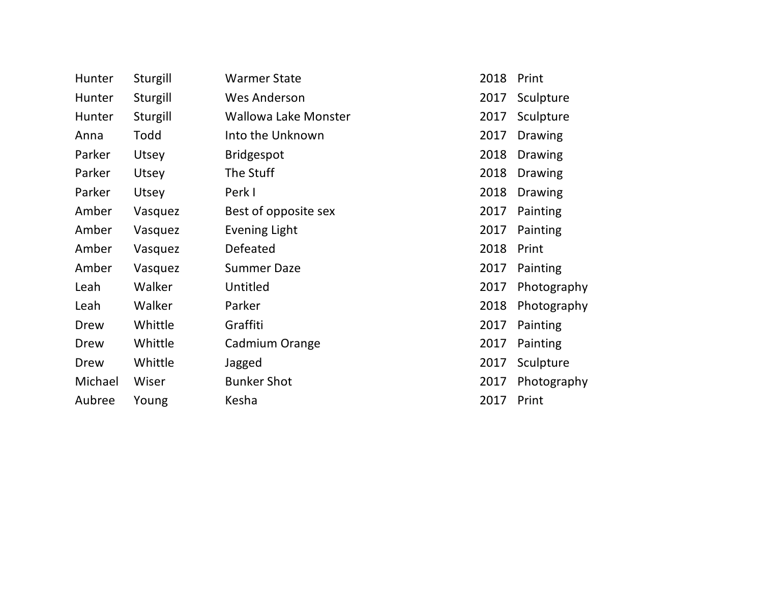| | | | | |
|---|---|---|---|---|
| Hunter | Sturgill | Warmer State | 2018 | Print |
| Hunter | Sturgill | Wes Anderson | 2017 | Sculpture |
| Hunter | Sturgill | Wallowa Lake Monster | 2017 | Sculpture |
| Anna | Todd | Into the Unknown | 2017 | Drawing |
| Parker | Utsey | Bridgespot | 2018 | Drawing |
| Parker | Utsey | The Stuff | 2018 | Drawing |
| Parker | Utsey | Perk I | 2018 | Drawing |
| Amber | Vasquez | Best of opposite sex | 2017 | Painting |
| Amber | Vasquez | Evening Light | 2017 | Painting |
| Amber | Vasquez | Defeated | 2018 | Print |
| Amber | Vasquez | Summer Daze | 2017 | Painting |
| Leah | Walker | Untitled | 2017 | Photography |
| Leah | Walker | Parker | 2018 | Photography |
| Drew | Whittle | Graffiti | 2017 | Painting |
| Drew | Whittle | Cadmium Orange | 2017 | Painting |
| Drew | Whittle | Jagged | 2017 | Sculpture |
| Michael | Wiser | Bunker Shot | 2017 | Photography |
| Aubree | Young | Kesha | 2017 | Print |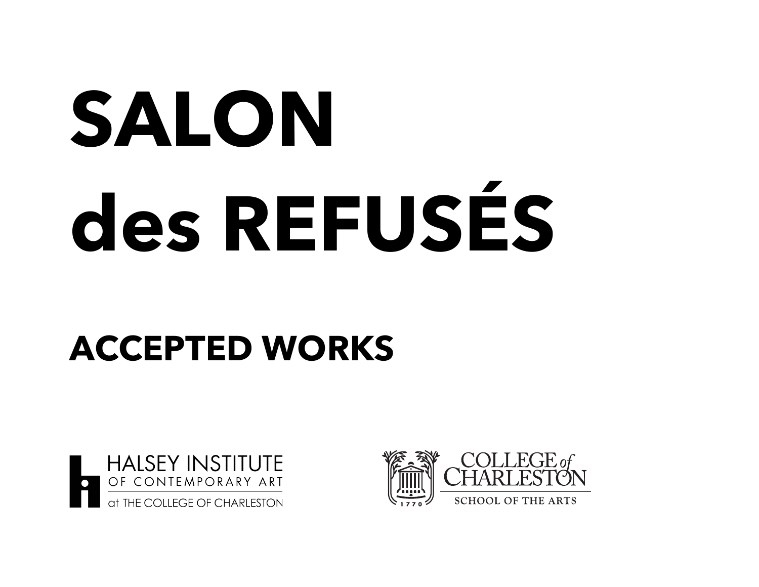# SALON des REFUSÉS

## ACCEPTED WORKS

HALSEY INSTITUTE OF CONTEMPORARY ART at THE COLLEGE OF CHARLESTON

COLLEGE of CHARLESTON SCHOOL OF THE ARTS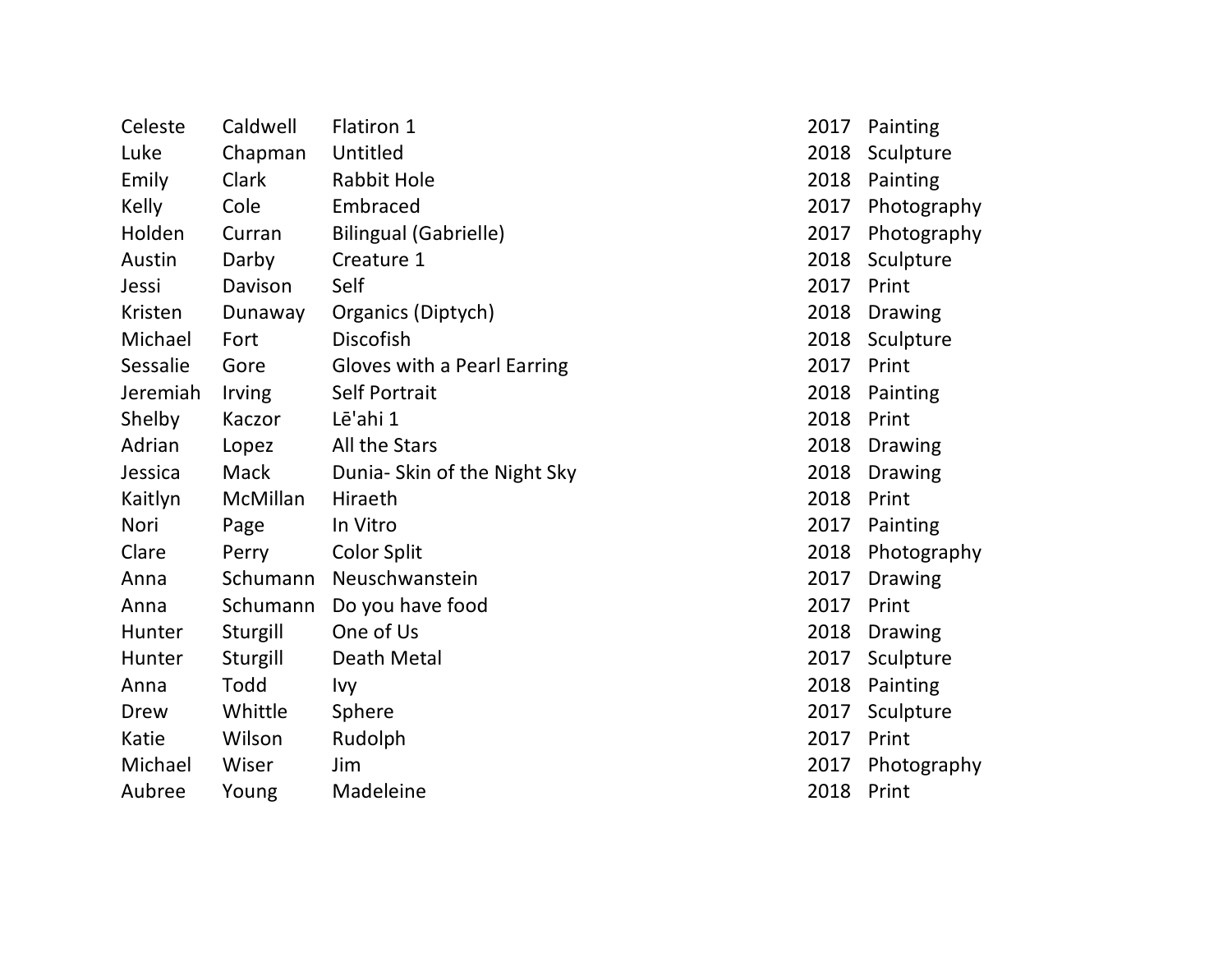| | | | | |
|---|---|---|---|---|
| Celeste | Caldwell | Flatiron 1 | 2017 | Painting |
| Luke | Chapman | Untitled | 2018 | Sculpture |
| Emily | Clark | Rabbit Hole | 2018 | Painting |
| Kelly | Cole | Embraced | 2017 | Photography |
| Holden | Curran | Bilingual (Gabrielle) | 2017 | Photography |
| Austin | Darby | Creature 1 | 2018 | Sculpture |
| Jessi | Davison | Self | 2017 | Print |
| Kristen | Dunaway | Organics (Diptych) | 2018 | Drawing |
| Michael | Fort | Discofish | 2018 | Sculpture |
| Sessalie | Gore | Gloves with a Pearl Earring | 2017 | Print |
| Jeremiah | Irving | Self Portrait | 2018 | Painting |
| Shelby | Kaczor | Lē'ahi 1 | 2018 | Print |
| Adrian | Lopez | All the Stars | 2018 | Drawing |
| Jessica | Mack | Dunia- Skin of the Night Sky | 2018 | Drawing |
| Kaitlyn | McMillan | Hiraeth | 2018 | Print |
| Nori | Page | In Vitro | 2017 | Painting |
| Clare | Perry | Color Split | 2018 | Photography |
| Anna | Schumann | Neuschwanstein | 2017 | Drawing |
| Anna | Schumann | Do you have food | 2017 | Print |
| Hunter | Sturgill | One of Us | 2018 | Drawing |
| Hunter | Sturgill | Death Metal | 2017 | Sculpture |
| Anna | Todd | Ivy | 2018 | Painting |
| Drew | Whittle | Sphere | 2017 | Sculpture |
| Katie | Wilson | Rudolph | 2017 | Print |
| Michael | Wiser | Jim | 2017 | Photography |
| Aubree | Young | Madeleine | 2018 | Print |